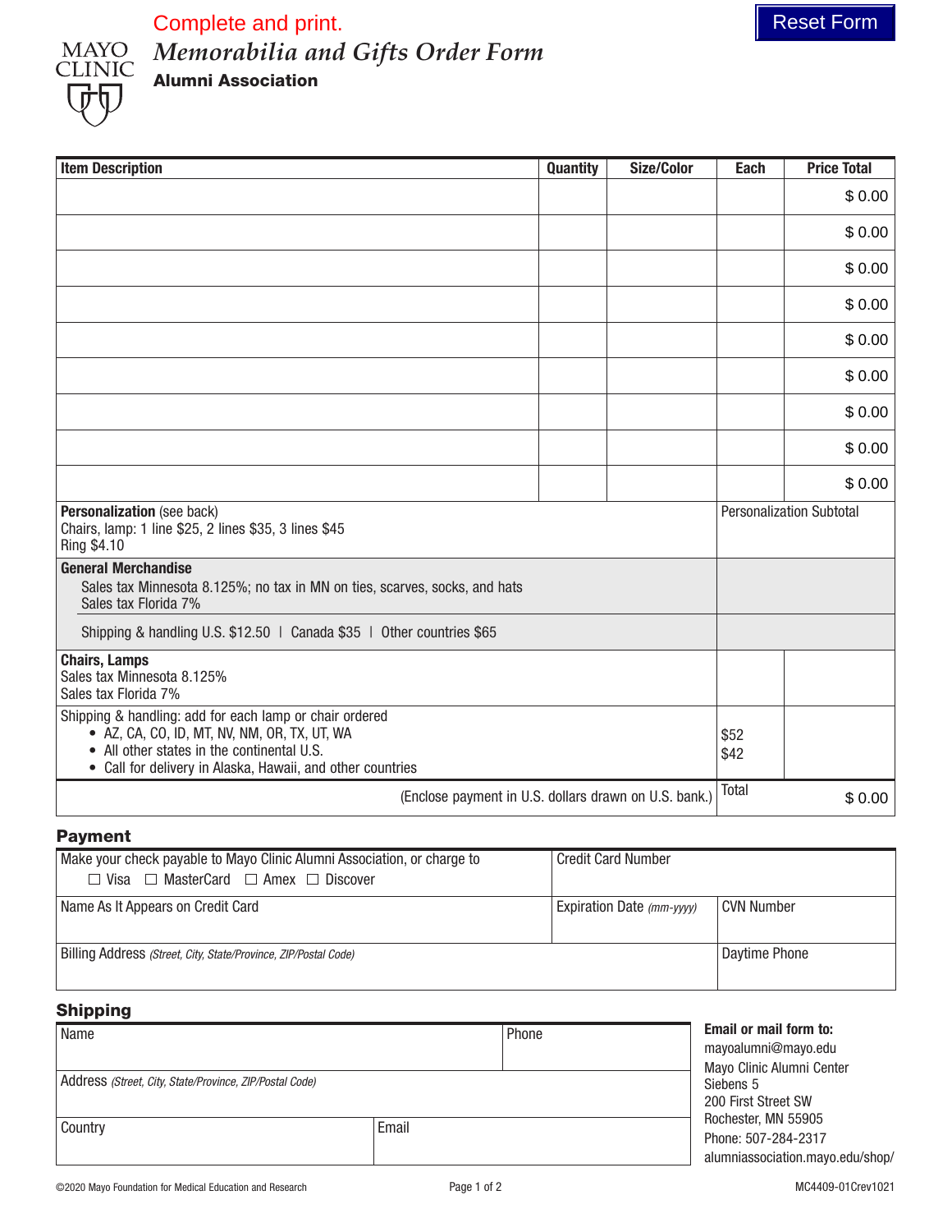Complete and print.

Reset Form

# Memorabilia and Gifts Order Form

**Alumni Association**

| Item Description | Quantity | Size/Color | Each | Price Total |
|---|---|---|---|---|
| | | | | $ 0.00 |
| | | | | $ 0.00 |
| | | | | $ 0.00 |
| | | | | $ 0.00 |
| | | | | $ 0.00 |
| | | | | $ 0.00 |
| | | | | $ 0.00 |
| | | | | $ 0.00 |
| | | | | $ 0.00 |
| **Personalization** (see back)<br>Chairs, lamp: 1 line $25, 2 lines $35, 3 lines $45<br>Ring $4.10 | | | Personalization Subtotal | |
| **General Merchandise**<br>Sales tax Minnesota 8.125%; no tax in MN on ties, scarves, socks, and hats<br>Sales tax Florida 7% | | | | |
| Shipping & handling U.S. $12.50 \| Canada $35 \| Other countries $65 | | | | |
| **Chairs, Lamps**<br>Sales tax Minnesota 8.125%<br>Sales tax Florida 7% | | | | |
| Shipping & handling: add for each lamp or chair ordered<br>• AZ, CA, CO, ID, MT, NV, NM, OR, TX, UT, WA<br>• All other states in the continental U.S.<br>• Call for delivery in Alaska, Hawaii, and other countries | | | $52<br>$42 | |
| (Enclose payment in U.S. dollars drawn on U.S. bank.) | | | Total | $ 0.00 |

## Payment

| Make your check payable to Mayo Clinic Alumni Association, or charge to<br>☐ Visa ☐ MasterCard ☐ Amex ☐ Discover | Credit Card Number | |
|---|---|---|
| Name As It Appears on Credit Card | Expiration Date *(mm-yyyy)* | CVN Number |
| Billing Address *(Street, City, State/Province, ZIP/Postal Code)* | | Daytime Phone |

## Shipping

| Name | Phone |
|---|---|
| Address *(Street, City, State/Province, ZIP/Postal Code)* | |
| Country | Email |

**Email or mail form to:**
mayoalumni@mayo.edu
Mayo Clinic Alumni Center
Siebens 5
200 First Street SW
Rochester, MN 55905
Phone: 507-284-2317
alumniassociation.mayo.edu/shop/

©2020 Mayo Foundation for Medical Education and Research

MC4409-01Crev1021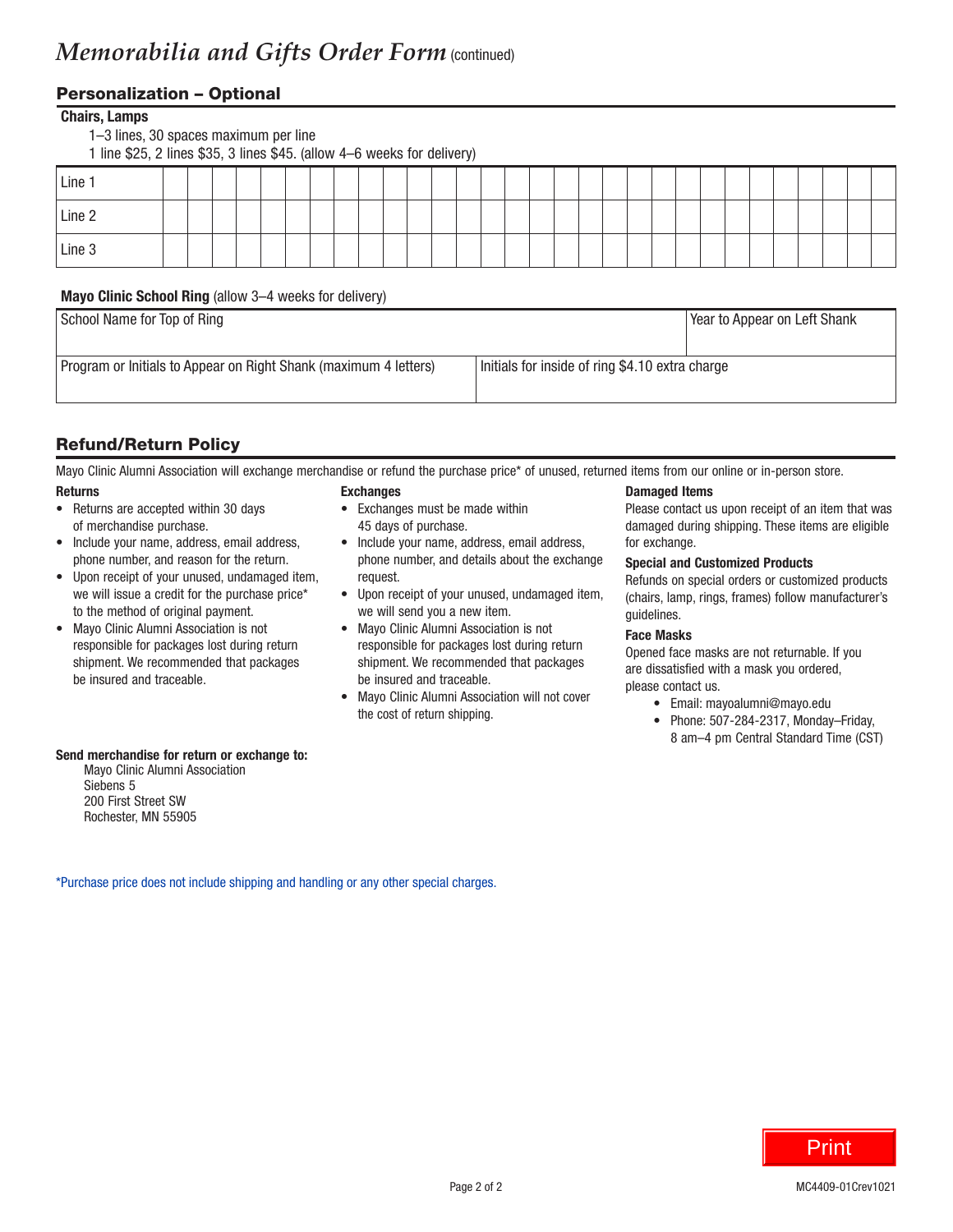# *Memorabilia and Gifts Order Form* (continued)

## Personalization – Optional

**Chairs, Lamps**

1–3 lines, 30 spaces maximum per line

1 line $25, 2 lines $35, 3 lines $45. (allow 4–6 weeks for delivery)

| | |
|---|---|
| Line 1 | |
| Line 2 | |
| Line 3 | |

**Mayo Clinic School Ring** (allow 3–4 weeks for delivery)

| | |
|---|---|
| School Name for Top of Ring | Year to Appear on Left Shank |
| Program or Initials to Appear on Right Shank (maximum 4 letters) | Initials for inside of ring $4.10 extra charge |

## Refund/Return Policy

Mayo Clinic Alumni Association will exchange merchandise or refund the purchase price* of unused, returned items from our online or in-person store.

**Returns**

- Returns are accepted within 30 days of merchandise purchase.
- Include your name, address, email address, phone number, and reason for the return.
- Upon receipt of your unused, undamaged item, we will issue a credit for the purchase price* to the method of original payment.
- Mayo Clinic Alumni Association is not responsible for packages lost during return shipment. We recommended that packages be insured and traceable.

**Exchanges**

- Exchanges must be made within 45 days of purchase.
- Include your name, address, email address, phone number, and details about the exchange request.
- Upon receipt of your unused, undamaged item, we will send you a new item.
- Mayo Clinic Alumni Association is not responsible for packages lost during return shipment. We recommended that packages be insured and traceable.
- Mayo Clinic Alumni Association will not cover the cost of return shipping.

**Damaged Items**

Please contact us upon receipt of an item that was damaged during shipping. These items are eligible for exchange.

**Special and Customized Products**

Refunds on special orders or customized products (chairs, lamp, rings, frames) follow manufacturer's guidelines.

**Face Masks**

Opened face masks are not returnable. If you are dissatisfied with a mask you ordered, please contact us.

- Email: mayoalumni@mayo.edu
- Phone: 507-284-2317, Monday–Friday, 8 am–4 pm Central Standard Time (CST)

**Send merchandise for return or exchange to:**

Mayo Clinic Alumni Association
Siebens 5
200 First Street SW
Rochester, MN 55905

*Purchase price does not include shipping and handling or any other special charges.

Print

MC4409-01Crev1021